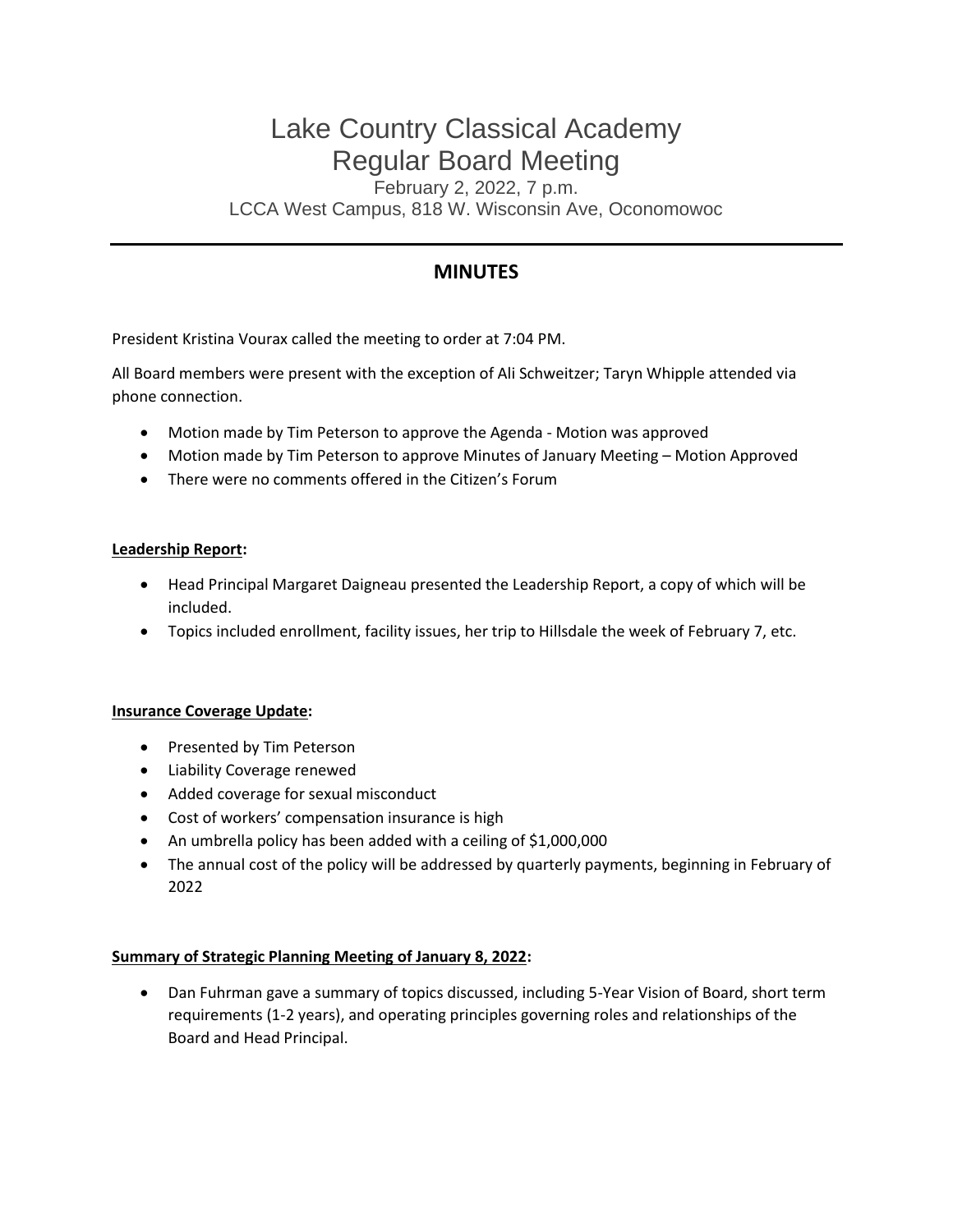# Lake Country Classical Academy
# Regular Board Meeting

February 2, 2022, 7 p.m.

LCCA West Campus, 818 W. Wisconsin Ave, Oconomowoc

---

## MINUTES

President Kristina Vourax called the meeting to order at 7:04 PM.

All Board members were present with the exception of Ali Schweitzer; Taryn Whipple attended via phone connection.

- Motion made by Tim Peterson to approve the Agenda - Motion was approved
- Motion made by Tim Peterson to approve Minutes of January Meeting – Motion Approved
- There were no comments offered in the Citizen's Forum

**Leadership Report:**

- Head Principal Margaret Daigneau presented the Leadership Report, a copy of which will be included.
- Topics included enrollment, facility issues, her trip to Hillsdale the week of February 7, etc.

**Insurance Coverage Update:**

- Presented by Tim Peterson
- Liability Coverage renewed
- Added coverage for sexual misconduct
- Cost of workers' compensation insurance is high
- An umbrella policy has been added with a ceiling of $1,000,000
- The annual cost of the policy will be addressed by quarterly payments, beginning in February of 2022

**Summary of Strategic Planning Meeting of January 8, 2022:**

- Dan Fuhrman gave a summary of topics discussed, including 5-Year Vision of Board, short term requirements (1-2 years), and operating principles governing roles and relationships of the Board and Head Principal.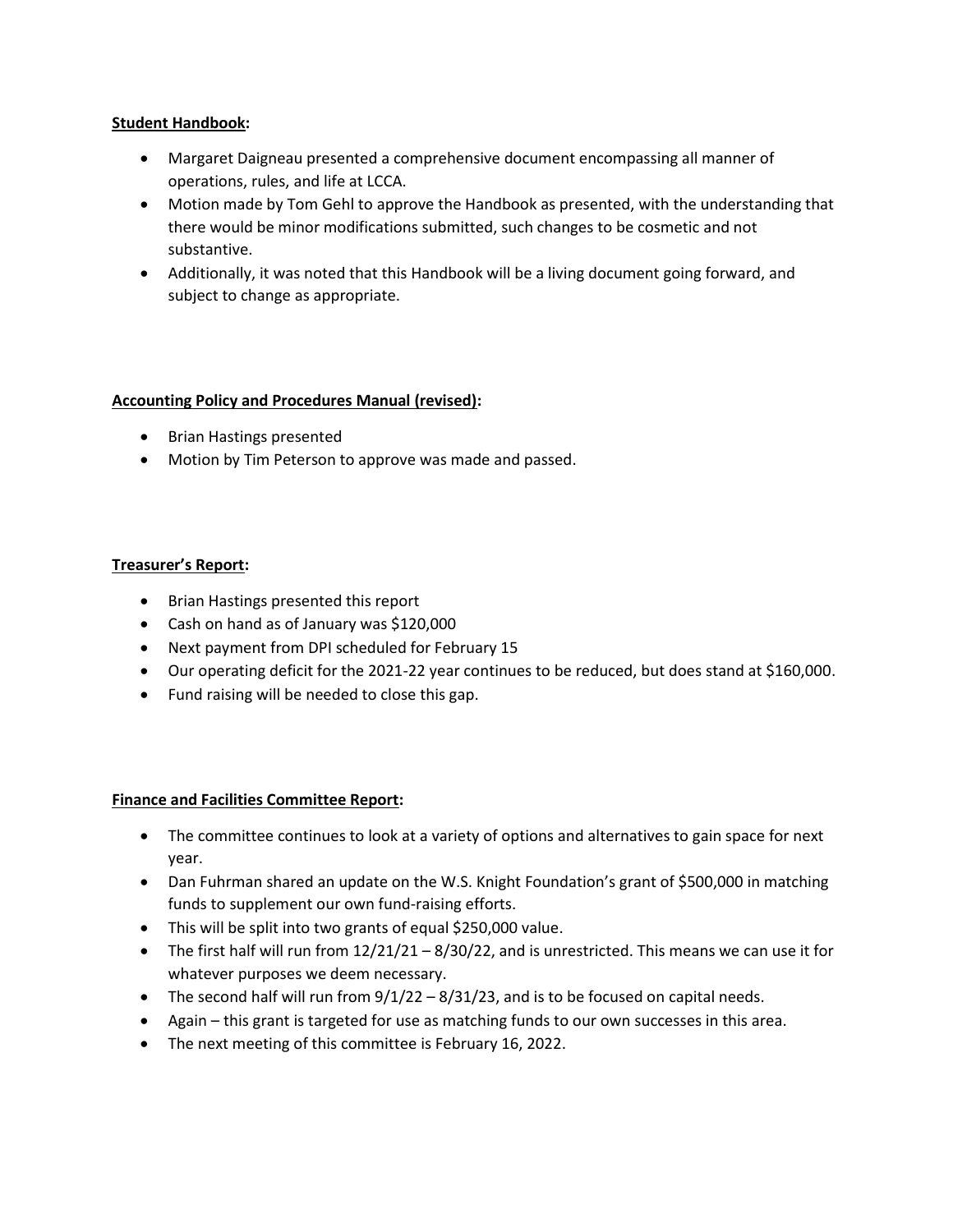**Student Handbook:**

- Margaret Daigneau presented a comprehensive document encompassing all manner of operations, rules, and life at LCCA.
- Motion made by Tom Gehl to approve the Handbook as presented, with the understanding that there would be minor modifications submitted, such changes to be cosmetic and not substantive.
- Additionally, it was noted that this Handbook will be a living document going forward, and subject to change as appropriate.

**Accounting Policy and Procedures Manual (revised):**

- Brian Hastings presented
- Motion by Tim Peterson to approve was made and passed.

**Treasurer's Report:**

- Brian Hastings presented this report
- Cash on hand as of January was $120,000
- Next payment from DPI scheduled for February 15
- Our operating deficit for the 2021-22 year continues to be reduced, but does stand at $160,000.
- Fund raising will be needed to close this gap.

**Finance and Facilities Committee Report:**

- The committee continues to look at a variety of options and alternatives to gain space for next year.
- Dan Fuhrman shared an update on the W.S. Knight Foundation's grant of $500,000 in matching funds to supplement our own fund-raising efforts.
- This will be split into two grants of equal $250,000 value.
- The first half will run from 12/21/21 – 8/30/22, and is unrestricted. This means we can use it for whatever purposes we deem necessary.
- The second half will run from 9/1/22 – 8/31/23, and is to be focused on capital needs.
- Again – this grant is targeted for use as matching funds to our own successes in this area.
- The next meeting of this committee is February 16, 2022.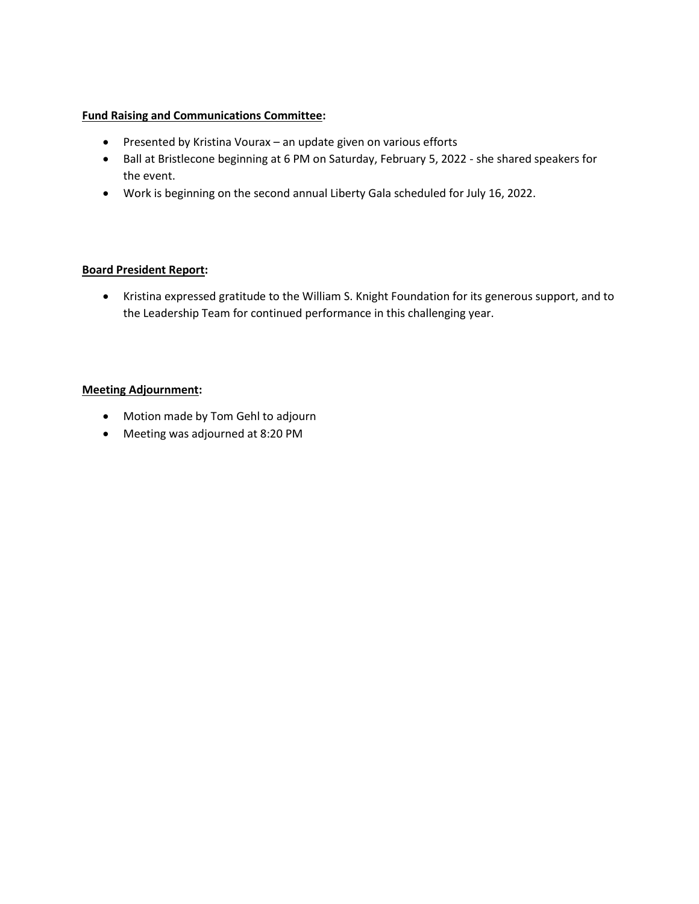**Fund Raising and Communications Committee:**

- Presented by Kristina Vourax – an update given on various efforts
- Ball at Bristlecone beginning at 6 PM on Saturday, February 5, 2022 - she shared speakers for the event.
- Work is beginning on the second annual Liberty Gala scheduled for July 16, 2022.

**Board President Report:**

- Kristina expressed gratitude to the William S. Knight Foundation for its generous support, and to the Leadership Team for continued performance in this challenging year.

**Meeting Adjournment:**

- Motion made by Tom Gehl to adjourn
- Meeting was adjourned at 8:20 PM